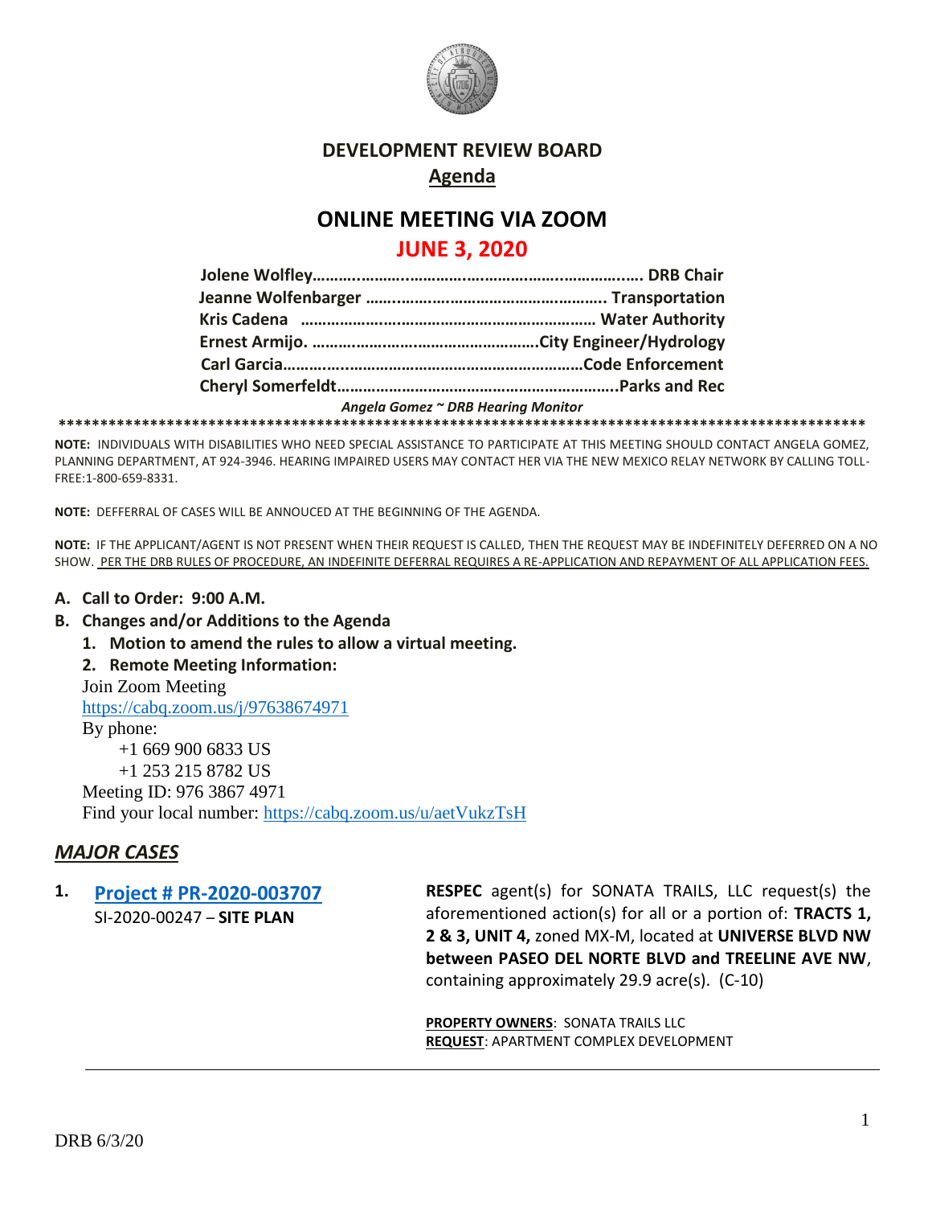# DEVELOPMENT REVIEW BOARD

## Agenda

# ONLINE MEETING VIA ZOOM

## JUNE 3, 2020

**Jolene Wolfley…………………………………………………………… DRB Chair**
**Jeanne Wolfenbarger …………………………………………….. Transportation**
**Kris Cadena ……………………………………………………… Water Authority**
**Ernest Armijo. ……………………………………………….City Engineer/Hydrology**
**Carl Garcia…………………………………………………………Code Enforcement**
**Cheryl Somerfeldt………………………………………………………..Parks and Rec**

*Angela Gomez ~ DRB Hearing Monitor*

****************************************************************************************************

**NOTE:** INDIVIDUALS WITH DISABILITIES WHO NEED SPECIAL ASSISTANCE TO PARTICIPATE AT THIS MEETING SHOULD CONTACT ANGELA GOMEZ, PLANNING DEPARTMENT, AT 924-3946. HEARING IMPAIRED USERS MAY CONTACT HER VIA THE NEW MEXICO RELAY NETWORK BY CALLING TOLL-FREE:1-800-659-8331.

**NOTE:** DEFFERRAL OF CASES WILL BE ANNOUCED AT THE BEGINNING OF THE AGENDA.

**NOTE:** IF THE APPLICANT/AGENT IS NOT PRESENT WHEN THEIR REQUEST IS CALLED, THEN THE REQUEST MAY BE INDEFINITELY DEFERRED ON A NO SHOW. PER THE DRB RULES OF PROCEDURE, AN INDEFINITE DEFERRAL REQUIRES A RE-APPLICATION AND REPAYMENT OF ALL APPLICATION FEES.

**A. Call to Order: 9:00 A.M.**

**B. Changes and/or Additions to the Agenda**

1. **Motion to amend the rules to allow a virtual meeting.**
2. **Remote Meeting Information:**

Join Zoom Meeting
https://cabq.zoom.us/j/97638674971
By phone:
+1 669 900 6833 US
+1 253 215 8782 US
Meeting ID: 976 3867 4971
Find your local number: https://cabq.zoom.us/u/aetVukzTsH

## *MAJOR CASES*

**1. Project # PR-2020-003707**
SI-2020-00247 – **SITE PLAN**

**RESPEC** agent(s) for SONATA TRAILS, LLC request(s) the aforementioned action(s) for all or a portion of: **TRACTS 1, 2 & 3, UNIT 4,** zoned MX-M, located at **UNIVERSE BLVD NW between PASEO DEL NORTE BLVD and TREELINE AVE NW**, containing approximately 29.9 acre(s). (C-10)

**PROPERTY OWNERS**: SONATA TRAILS LLC
**REQUEST**: APARTMENT COMPLEX DEVELOPMENT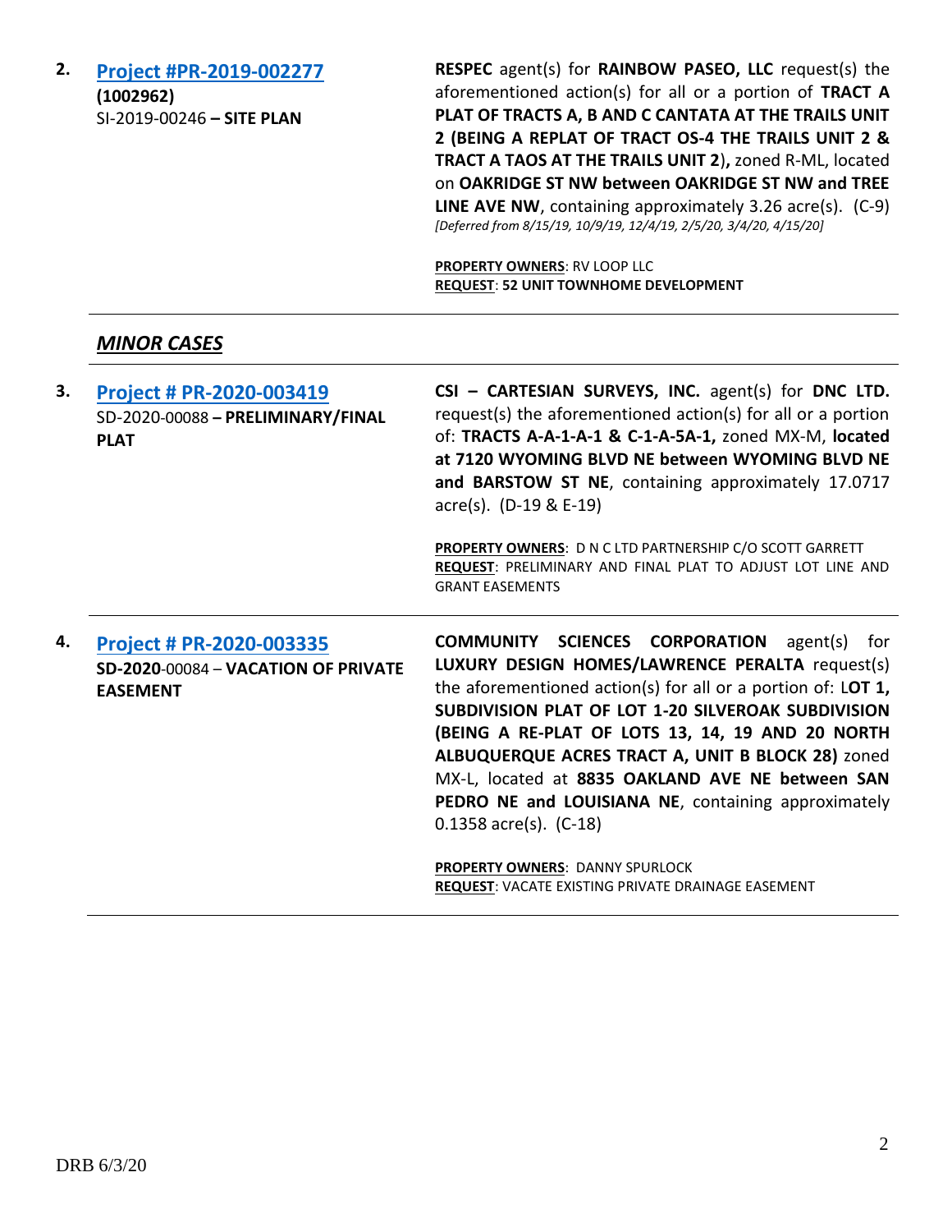**2.** **[Project #PR-2019-002277]**
**(1002962)**
SI-2019-00246 **– SITE PLAN**

**RESPEC** agent(s) for **RAINBOW PASEO, LLC** request(s) the aforementioned action(s) for all or a portion of **TRACT A PLAT OF TRACTS A, B AND C CANTATA AT THE TRAILS UNIT 2 (BEING A REPLAT OF TRACT OS-4 THE TRAILS UNIT 2 & TRACT A TAOS AT THE TRAILS UNIT 2),** zoned R-ML, located on **OAKRIDGE ST NW between OAKRIDGE ST NW and TREE LINE AVE NW**, containing approximately 3.26 acre(s). (C-9)
*[Deferred from 8/15/19, 10/9/19, 12/4/19, 2/5/20, 3/4/20, 4/15/20]*

**PROPERTY OWNERS**: RV LOOP LLC
**REQUEST**: **52 UNIT TOWNHOME DEVELOPMENT**

---

## *MINOR CASES*

---

**3.** **[Project # PR-2020-003419]**
SD-2020-00088 **– PRELIMINARY/FINAL PLAT**

**CSI – CARTESIAN SURVEYS, INC.** agent(s) for **DNC LTD.** request(s) the aforementioned action(s) for all or a portion of: **TRACTS A-A-1-A-1 & C-1-A-5A-1,** zoned MX-M, **located at 7120 WYOMING BLVD NE between WYOMING BLVD NE and BARSTOW ST NE**, containing approximately 17.0717 acre(s). (D-19 & E-19)

**PROPERTY OWNERS**: D N C LTD PARTNERSHIP C/O SCOTT GARRETT
**REQUEST**: PRELIMINARY AND FINAL PLAT TO ADJUST LOT LINE AND GRANT EASEMENTS

---

**4.** **[Project # PR-2020-003335]**
**SD-2020**-00084 – **VACATION OF PRIVATE EASEMENT**

**COMMUNITY SCIENCES CORPORATION** agent(s) for **LUXURY DESIGN HOMES/LAWRENCE PERALTA** request(s) the aforementioned action(s) for all or a portion of: L**OT 1, SUBDIVISION PLAT OF LOT 1-20 SILVEROAK SUBDIVISION (BEING A RE-PLAT OF LOTS 13, 14, 19 AND 20 NORTH ALBUQUERQUE ACRES TRACT A, UNIT B BLOCK 28)** zoned MX-L, located at **8835 OAKLAND AVE NE between SAN PEDRO NE and LOUISIANA NE**, containing approximately 0.1358 acre(s). (C-18)

**PROPERTY OWNERS**: DANNY SPURLOCK
**REQUEST**: VACATE EXISTING PRIVATE DRAINAGE EASEMENT

---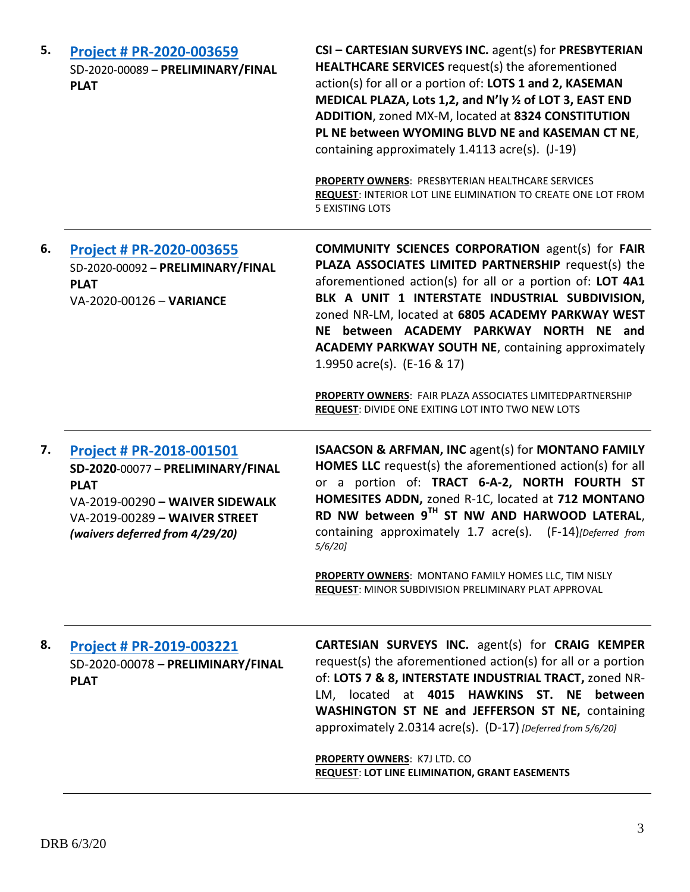5. **[Project # PR-2020-003659](#)**
SD-2020-00089 – **PRELIMINARY/FINAL PLAT**

**CSI – CARTESIAN SURVEYS INC.** agent(s) for **PRESBYTERIAN HEALTHCARE SERVICES** request(s) the aforementioned action(s) for all or a portion of: **LOTS 1 and 2, KASEMAN MEDICAL PLAZA, Lots 1,2, and N'ly ½ of LOT 3, EAST END ADDITION**, zoned MX-M, located at **8324 CONSTITUTION PL NE between WYOMING BLVD NE and KASEMAN CT NE**, containing approximately 1.4113 acre(s). (J-19)

**PROPERTY OWNERS**: PRESBYTERIAN HEALTHCARE SERVICES
**REQUEST**: INTERIOR LOT LINE ELIMINATION TO CREATE ONE LOT FROM 5 EXISTING LOTS

---

6. **[Project # PR-2020-003655](#)**
SD-2020-00092 – **PRELIMINARY/FINAL PLAT**
VA-2020-00126 – **VARIANCE**

**COMMUNITY SCIENCES CORPORATION** agent(s) for **FAIR PLAZA ASSOCIATES LIMITED PARTNERSHIP** request(s) the aforementioned action(s) for all or a portion of: **LOT 4A1 BLK A UNIT 1 INTERSTATE INDUSTRIAL SUBDIVISION,** zoned NR-LM, located at **6805 ACADEMY PARKWAY WEST NE between ACADEMY PARKWAY NORTH NE and ACADEMY PARKWAY SOUTH NE**, containing approximately 1.9950 acre(s). (E-16 & 17)

**PROPERTY OWNERS**: FAIR PLAZA ASSOCIATES LIMITEDPARTNERSHIP
**REQUEST**: DIVIDE ONE EXITING LOT INTO TWO NEW LOTS

---

7. **[Project # PR-2018-001501](#)**
**SD-2020**-00077 – **PRELIMINARY/FINAL PLAT**
VA-2019-00290 **– WAIVER SIDEWALK**
VA-2019-00289 **– WAIVER STREET**
***(waivers deferred from 4/29/20)***

**ISAACSON & ARFMAN, INC** agent(s) for **MONTANO FAMILY HOMES LLC** request(s) the aforementioned action(s) for all or a portion of: **TRACT 6-A-2, NORTH FOURTH ST HOMESITES ADDN,** zoned R-1C, located at **712 MONTANO RD NW between 9TH ST NW AND HARWOOD LATERAL**, containing approximately 1.7 acre(s). (F-14)*[Deferred from 5/6/20]*

**PROPERTY OWNERS**: MONTANO FAMILY HOMES LLC, TIM NISLY
**REQUEST**: MINOR SUBDIVISION PRELIMINARY PLAT APPROVAL

---

8. **[Project # PR-2019-003221](#)**
SD-2020-00078 – **PRELIMINARY/FINAL PLAT**

**CARTESIAN SURVEYS INC.** agent(s) for **CRAIG KEMPER** request(s) the aforementioned action(s) for all or a portion of: **LOTS 7 & 8, INTERSTATE INDUSTRIAL TRACT,** zoned NR-LM, located at **4015 HAWKINS ST. NE between WASHINGTON ST NE and JEFFERSON ST NE,** containing approximately 2.0314 acre(s). (D-17) *[Deferred from 5/6/20]*

**PROPERTY OWNERS**: K7J LTD. CO
**REQUEST**: **LOT LINE ELIMINATION, GRANT EASEMENTS**

---

DRB 6/3/20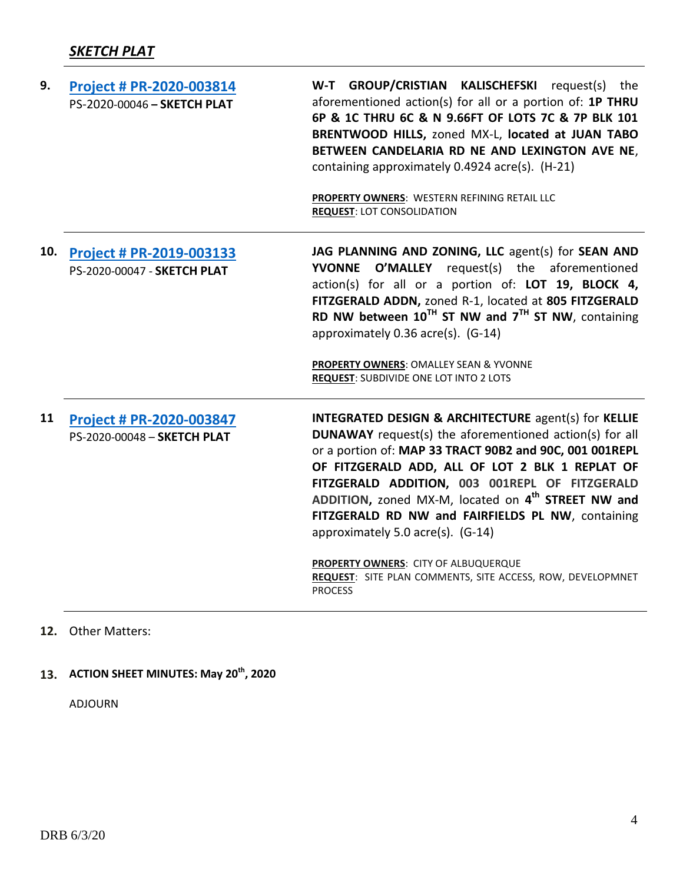## ***SKETCH PLAT***

| | | |
|---|---|---|
| 9. | **Project # PR-2020-003814**<br>PS-2020-00046 **– SKETCH PLAT** | **W-T GROUP/CRISTIAN KALISCHEFSKI** request(s) the aforementioned action(s) for all or a portion of: **1P THRU 6P & 1C THRU 6C & N 9.66FT OF LOTS 7C & 7P BLK 101 BRENTWOOD HILLS,** zoned MX-L, **located at JUAN TABO BETWEEN CANDELARIA RD NE AND LEXINGTON AVE NE**, containing approximately 0.4924 acre(s). (H-21)<br><br>**PROPERTY OWNERS**: WESTERN REFINING RETAIL LLC<br>**REQUEST**: LOT CONSOLIDATION |
| 10. | **Project # PR-2019-003133**<br>PS-2020-00047 - **SKETCH PLAT** | **JAG PLANNING AND ZONING, LLC** agent(s) for **SEAN AND YVONNE O'MALLEY** request(s) the aforementioned action(s) for all or a portion of: **LOT 19, BLOCK 4, FITZGERALD ADDN,** zoned R-1, located at **805 FITZGERALD RD NW between 10TH ST NW and 7TH ST NW**, containing approximately 0.36 acre(s). (G-14)<br><br>**PROPERTY OWNERS**: OMALLEY SEAN & YVONNE<br>**REQUEST**: SUBDIVIDE ONE LOT INTO 2 LOTS |
| 11 | **Project # PR-2020-003847**<br>PS-2020-00048 – **SKETCH PLAT** | **INTEGRATED DESIGN & ARCHITECTURE** agent(s) for **KELLIE DUNAWAY** request(s) the aforementioned action(s) for all or a portion of: **MAP 33 TRACT 90B2 and 90C, 001 001REPL OF FITZGERALD ADD, ALL OF LOT 2 BLK 1 REPLAT OF FITZGERALD ADDITION, 003 001REPL OF FITZGERALD ADDITION,** zoned MX-M, located on **4th STREET NW and FITZGERALD RD NW and FAIRFIELDS PL NW**, containing approximately 5.0 acre(s). (G-14)<br><br>**PROPERTY OWNERS**: CITY OF ALBUQUERQUE<br>**REQUEST**: SITE PLAN COMMENTS, SITE ACCESS, ROW, DEVELOPMNET PROCESS |

12. Other Matters:

13. **ACTION SHEET MINUTES: May 20th, 2020**

ADJOURN

DRB 6/3/20